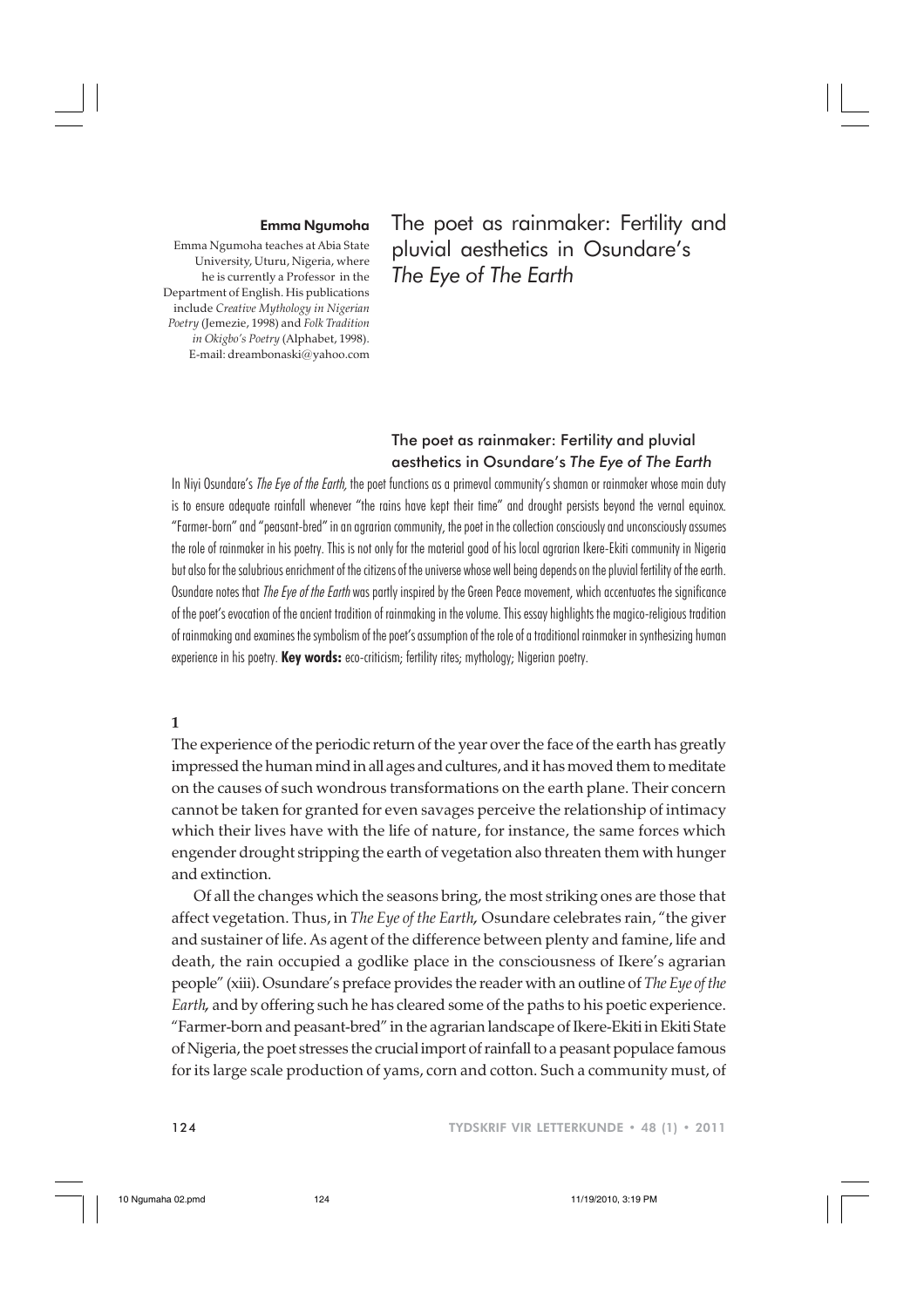**Emma Ngumoha**

Emma Ngumoha teaches at Abia State University, Uturu, Nigeria, where he is currently a Professor in the Department of English. His publications include *Creative Mythology in Nigerian Poetry* (Jemezie, 1998) and *Folk Tradition in Okigbo's Poetry* (Alphabet, 1998).
E-mail: dreambonaski@yahoo.com

# The poet as rainmaker: Fertility and pluvial aesthetics in Osundare's *The Eye of The Earth*

## The poet as rainmaker: Fertility and pluvial aesthetics in Osundare's *The Eye of The Earth*

In Niyi Osundare's *The Eye of the Earth*, the poet functions as a primeval community's shaman or rainmaker whose main duty is to ensure adequate rainfall whenever "the rains have kept their time" and drought persists beyond the vernal equinox. "Farmer-born" and "peasant-bred" in an agrarian community, the poet in the collection consciously and unconsciously assumes the role of rainmaker in his poetry. This is not only for the material good of his local agrarian Ikere-Ekiti community in Nigeria but also for the salubrious enrichment of the citizens of the universe whose well being depends on the pluvial fertility of the earth. Osundare notes that *The Eye of the Earth* was partly inspired by the Green Peace movement, which accentuates the significance of the poet's evocation of the ancient tradition of rainmaking in the volume. This essay highlights the magico-religious tradition of rainmaking and examines the symbolism of the poet's assumption of the role of a traditional rainmaker in synthesizing human experience in his poetry. **Key words:** eco-criticism; fertility rites; mythology; Nigerian poetry.

**1**

The experience of the periodic return of the year over the face of the earth has greatly impressed the human mind in all ages and cultures, and it has moved them to meditate on the causes of such wondrous transformations on the earth plane. Their concern cannot be taken for granted for even savages perceive the relationship of intimacy which their lives have with the life of nature, for instance, the same forces which engender drought stripping the earth of vegetation also threaten them with hunger and extinction.

Of all the changes which the seasons bring, the most striking ones are those that affect vegetation. Thus, in *The Eye of the Earth*, Osundare celebrates rain, "the giver and sustainer of life. As agent of the difference between plenty and famine, life and death, the rain occupied a godlike place in the consciousness of Ikere's agrarian people" (xiii). Osundare's preface provides the reader with an outline of *The Eye of the Earth*, and by offering such he has cleared some of the paths to his poetic experience. "Farmer-born and peasant-bred" in the agrarian landscape of Ikere-Ekiti in Ekiti State of Nigeria, the poet stresses the crucial import of rainfall to a peasant populace famous for its large scale production of yams, corn and cotton. Such a community must, of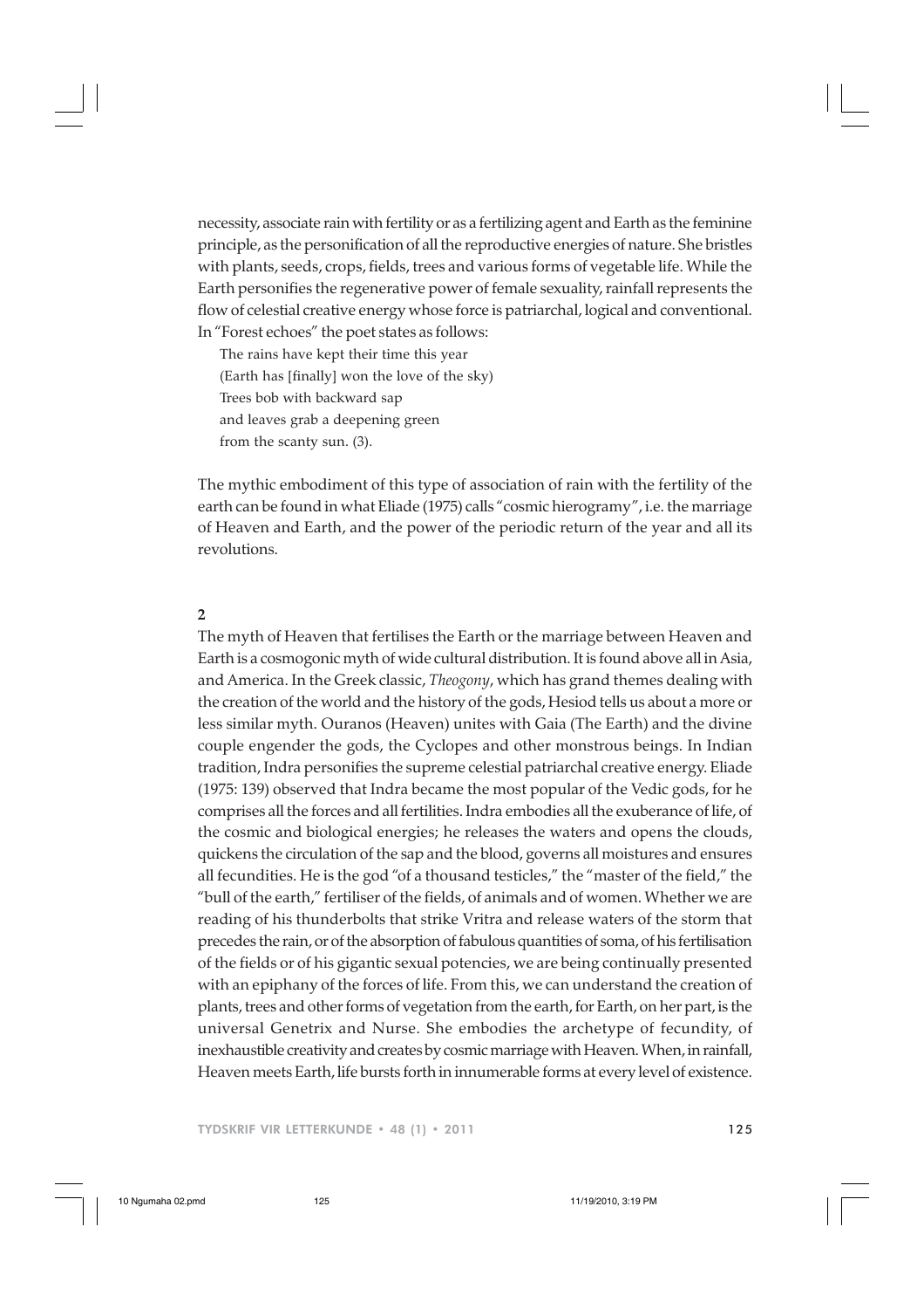necessity, associate rain with fertility or as a fertilizing agent and Earth as the feminine principle, as the personification of all the reproductive energies of nature. She bristles with plants, seeds, crops, fields, trees and various forms of vegetable life. While the Earth personifies the regenerative power of female sexuality, rainfall represents the flow of celestial creative energy whose force is patriarchal, logical and conventional. In "Forest echoes" the poet states as follows:

> The rains have kept their time this year
> (Earth has [finally] won the love of the sky)
> Trees bob with backward sap
> and leaves grab a deepening green
> from the scanty sun. (3).

The mythic embodiment of this type of association of rain with the fertility of the earth can be found in what Eliade (1975) calls "cosmic hierogramy", i.e. the marriage of Heaven and Earth, and the power of the periodic return of the year and all its revolutions.

## 2

The myth of Heaven that fertilises the Earth or the marriage between Heaven and Earth is a cosmogonic myth of wide cultural distribution. It is found above all in Asia, and America. In the Greek classic, *Theogony*, which has grand themes dealing with the creation of the world and the history of the gods, Hesiod tells us about a more or less similar myth. Ouranos (Heaven) unites with Gaia (The Earth) and the divine couple engender the gods, the Cyclopes and other monstrous beings. In Indian tradition, Indra personifies the supreme celestial patriarchal creative energy. Eliade (1975: 139) observed that Indra became the most popular of the Vedic gods, for he comprises all the forces and all fertilities. Indra embodies all the exuberance of life, of the cosmic and biological energies; he releases the waters and opens the clouds, quickens the circulation of the sap and the blood, governs all moistures and ensures all fecundities. He is the god "of a thousand testicles," the "master of the field," the "bull of the earth," fertiliser of the fields, of animals and of women. Whether we are reading of his thunderbolts that strike Vritra and release waters of the storm that precedes the rain, or of the absorption of fabulous quantities of soma, of his fertilisation of the fields or of his gigantic sexual potencies, we are being continually presented with an epiphany of the forces of life. From this, we can understand the creation of plants, trees and other forms of vegetation from the earth, for Earth, on her part, is the universal Genetrix and Nurse. She embodies the archetype of fecundity, of inexhaustible creativity and creates by cosmic marriage with Heaven. When, in rainfall, Heaven meets Earth, life bursts forth in innumerable forms at every level of existence.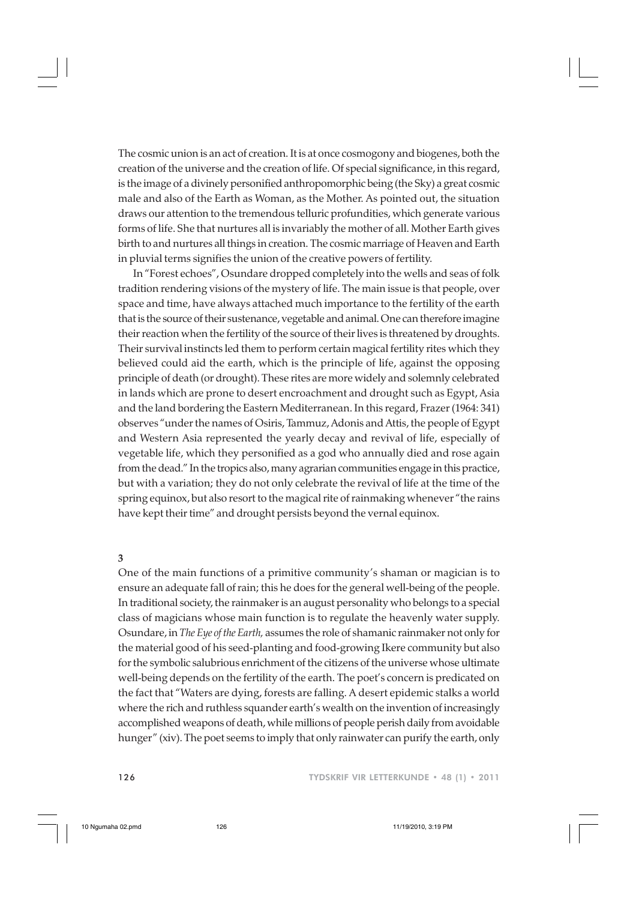The cosmic union is an act of creation. It is at once cosmogony and biogenes, both the creation of the universe and the creation of life. Of special significance, in this regard, is the image of a divinely personified anthropomorphic being (the Sky) a great cosmic male and also of the Earth as Woman, as the Mother. As pointed out, the situation draws our attention to the tremendous telluric profundities, which generate various forms of life. She that nurtures all is invariably the mother of all. Mother Earth gives birth to and nurtures all things in creation. The cosmic marriage of Heaven and Earth in pluvial terms signifies the union of the creative powers of fertility.

In "Forest echoes", Osundare dropped completely into the wells and seas of folk tradition rendering visions of the mystery of life. The main issue is that people, over space and time, have always attached much importance to the fertility of the earth that is the source of their sustenance, vegetable and animal. One can therefore imagine their reaction when the fertility of the source of their lives is threatened by droughts. Their survival instincts led them to perform certain magical fertility rites which they believed could aid the earth, which is the principle of life, against the opposing principle of death (or drought). These rites are more widely and solemnly celebrated in lands which are prone to desert encroachment and drought such as Egypt, Asia and the land bordering the Eastern Mediterranean. In this regard, Frazer (1964: 341) observes "under the names of Osiris, Tammuz, Adonis and Attis, the people of Egypt and Western Asia represented the yearly decay and revival of life, especially of vegetable life, which they personified as a god who annually died and rose again from the dead." In the tropics also, many agrarian communities engage in this practice, but with a variation; they do not only celebrate the revival of life at the time of the spring equinox, but also resort to the magical rite of rainmaking whenever "the rains have kept their time" and drought persists beyond the vernal equinox.

**3**

One of the main functions of a primitive community's shaman or magician is to ensure an adequate fall of rain; this he does for the general well-being of the people. In traditional society, the rainmaker is an august personality who belongs to a special class of magicians whose main function is to regulate the heavenly water supply. Osundare, in *The Eye of the Earth,* assumes the role of shamanic rainmaker not only for the material good of his seed-planting and food-growing Ikere community but also for the symbolic salubrious enrichment of the citizens of the universe whose ultimate well-being depends on the fertility of the earth. The poet's concern is predicated on the fact that "Waters are dying, forests are falling. A desert epidemic stalks a world where the rich and ruthless squander earth's wealth on the invention of increasingly accomplished weapons of death, while millions of people perish daily from avoidable hunger" (xiv). The poet seems to imply that only rainwater can purify the earth, only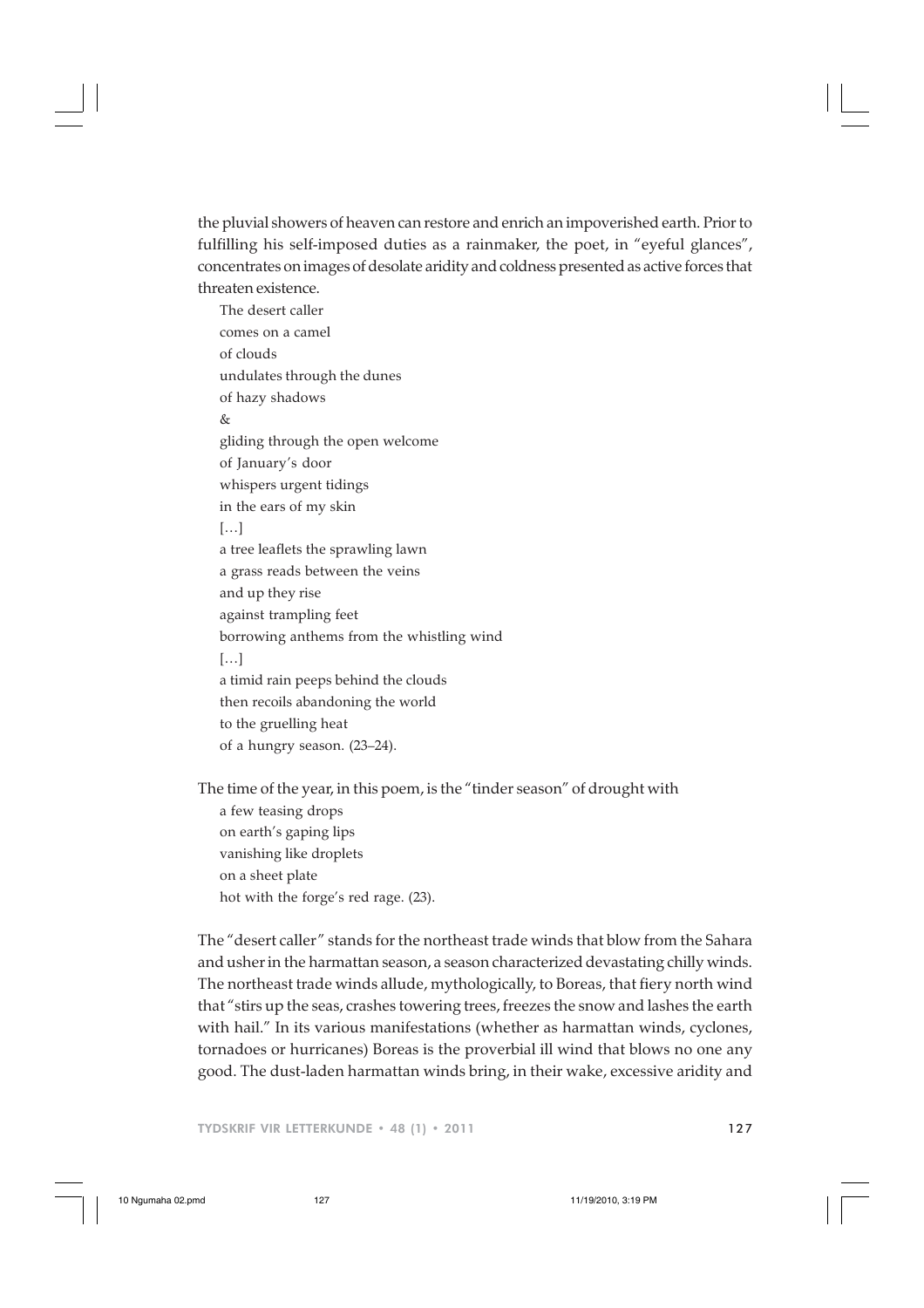the pluvial showers of heaven can restore and enrich an impoverished earth. Prior to fulfilling his self-imposed duties as a rainmaker, the poet, in "eyeful glances", concentrates on images of desolate aridity and coldness presented as active forces that threaten existence.

> The desert caller  
> comes on a camel  
> of clouds  
> undulates through the dunes  
> of hazy shadows  
> &  
> gliding through the open welcome  
> of January's door  
> whispers urgent tidings  
> in the ears of my skin  
> […]  
> a tree leaflets the sprawling lawn  
> a grass reads between the veins  
> and up they rise  
> against trampling feet  
> borrowing anthems from the whistling wind  
> […]  
> a timid rain peeps behind the clouds  
> then recoils abandoning the world  
> to the gruelling heat  
> of a hungry season. (23–24).

The time of the year, in this poem, is the "tinder season" of drought with

> a few teasing drops  
> on earth's gaping lips  
> vanishing like droplets  
> on a sheet plate  
> hot with the forge's red rage. (23).

The "desert caller" stands for the northeast trade winds that blow from the Sahara and usher in the harmattan season, a season characterized devastating chilly winds. The northeast trade winds allude, mythologically, to Boreas, that fiery north wind that "stirs up the seas, crashes towering trees, freezes the snow and lashes the earth with hail." In its various manifestations (whether as harmattan winds, cyclones, tornadoes or hurricanes) Boreas is the proverbial ill wind that blows no one any good. The dust-laden harmattan winds bring, in their wake, excessive aridity and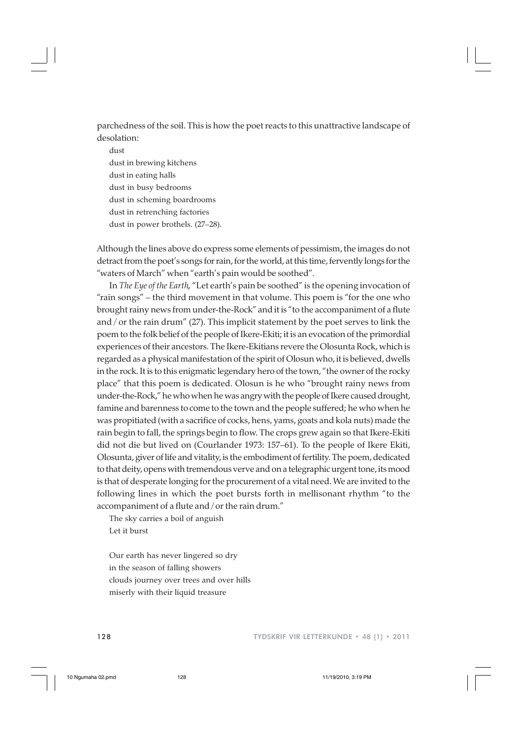parchedness of the soil. This is how the poet reacts to this unattractive landscape of desolation:

> dust
> dust in brewing kitchens
> dust in eating halls
> dust in busy bedrooms
> dust in scheming boardrooms
> dust in retrenching factories
> dust in power brothels. (27–28).

Although the lines above do express some elements of pessimism, the images do not detract from the poet's songs for rain, for the world, at this time, fervently longs for the "waters of March" when "earth's pain would be soothed".

In *The Eye of the Earth*, "Let earth's pain be soothed" is the opening invocation of "rain songs" – the third movement in that volume. This poem is "for the one who brought rainy news from under-the-Rock" and it is "to the accompaniment of a flute and / or the rain drum" (27). This implicit statement by the poet serves to link the poem to the folk belief of the people of Ikere-Ekiti; it is an evocation of the primordial experiences of their ancestors. The Ikere-Ekitians revere the Olosunta Rock, which is regarded as a physical manifestation of the spirit of Olosun who, it is believed, dwells in the rock. It is to this enigmatic legendary hero of the town, "the owner of the rocky place" that this poem is dedicated. Olosun is he who "brought rainy news from under-the-Rock," he who when he was angry with the people of Ikere caused drought, famine and barenness to come to the town and the people suffered; he who when he was propitiated (with a sacrifice of cocks, hens, yams, goats and kola nuts) made the rain begin to fall, the springs begin to flow. The crops grew again so that Ikere-Ekiti did not die but lived on (Courlander 1973: 157–61). To the people of Ikere Ekiti, Olosunta, giver of life and vitality, is the embodiment of fertility. The poem, dedicated to that deity, opens with tremendous verve and on a telegraphic urgent tone, its mood is that of desperate longing for the procurement of a vital need. We are invited to the following lines in which the poet bursts forth in mellisonant rhythm "to the accompaniment of a flute and / or the rain drum."

> The sky carries a boil of anguish
> Let it burst
>
> Our earth has never lingered so dry
> in the season of falling showers
> clouds journey over trees and over hills
> miserly with their liquid treasure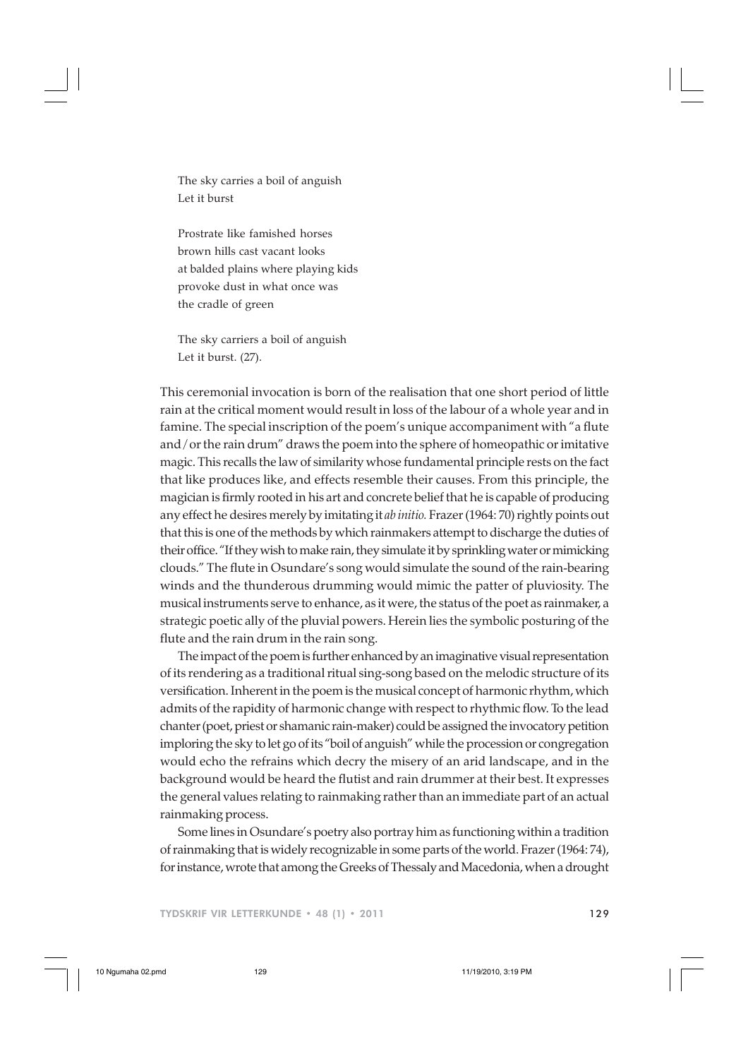The sky carries a boil of anguish  
Let it burst

Prostrate like famished horses  
brown hills cast vacant looks  
at balded plains where playing kids  
provoke dust in what once was  
the cradle of green

The sky carriers a boil of anguish  
Let it burst. (27).

This ceremonial invocation is born of the realisation that one short period of little rain at the critical moment would result in loss of the labour of a whole year and in famine. The special inscription of the poem's unique accompaniment with "a flute and/or the rain drum" draws the poem into the sphere of homeopathic or imitative magic. This recalls the law of similarity whose fundamental principle rests on the fact that like produces like, and effects resemble their causes. From this principle, the magician is firmly rooted in his art and concrete belief that he is capable of producing any effect he desires merely by imitating it *ab initio.* Frazer (1964: 70) rightly points out that this is one of the methods by which rainmakers attempt to discharge the duties of their office. "If they wish to make rain, they simulate it by sprinkling water or mimicking clouds." The flute in Osundare's song would simulate the sound of the rain-bearing winds and the thunderous drumming would mimic the patter of pluviosity. The musical instruments serve to enhance, as it were, the status of the poet as rainmaker, a strategic poetic ally of the pluvial powers. Herein lies the symbolic posturing of the flute and the rain drum in the rain song.

The impact of the poem is further enhanced by an imaginative visual representation of its rendering as a traditional ritual sing-song based on the melodic structure of its versification. Inherent in the poem is the musical concept of harmonic rhythm, which admits of the rapidity of harmonic change with respect to rhythmic flow. To the lead chanter (poet, priest or shamanic rain-maker) could be assigned the invocatory petition imploring the sky to let go of its "boil of anguish" while the procession or congregation would echo the refrains which decry the misery of an arid landscape, and in the background would be heard the flutist and rain drummer at their best. It expresses the general values relating to rainmaking rather than an immediate part of an actual rainmaking process.

Some lines in Osundare's poetry also portray him as functioning within a tradition of rainmaking that is widely recognizable in some parts of the world. Frazer (1964: 74), for instance, wrote that among the Greeks of Thessaly and Macedonia, when a drought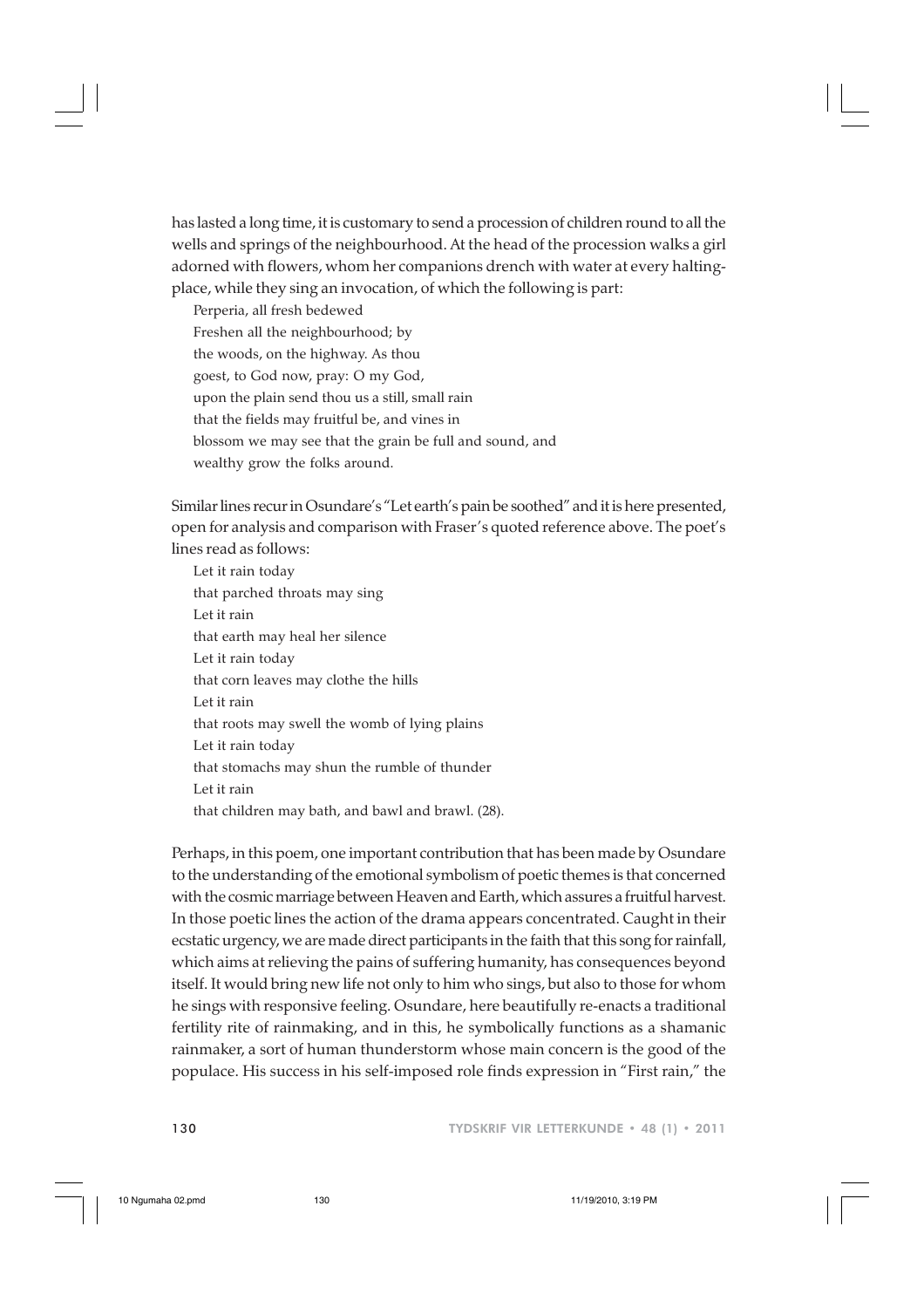has lasted a long time, it is customary to send a procession of children round to all the wells and springs of the neighbourhood. At the head of the procession walks a girl adorned with flowers, whom her companions drench with water at every halting-place, while they sing an invocation, of which the following is part:

> Perperia, all fresh bedewed
> Freshen all the neighbourhood; by
> the woods, on the highway. As thou
> goest, to God now, pray: O my God,
> upon the plain send thou us a still, small rain
> that the fields may fruitful be, and vines in
> blossom we may see that the grain be full and sound, and
> wealthy grow the folks around.

Similar lines recur in Osundare's "Let earth's pain be soothed" and it is here presented, open for analysis and comparison with Fraser's quoted reference above. The poet's lines read as follows:

> Let it rain today
> that parched throats may sing
> Let it rain
> that earth may heal her silence
> Let it rain today
> that corn leaves may clothe the hills
> Let it rain
> that roots may swell the womb of lying plains
> Let it rain today
> that stomachs may shun the rumble of thunder
> Let it rain
> that children may bath, and bawl and brawl. (28).

Perhaps, in this poem, one important contribution that has been made by Osundare to the understanding of the emotional symbolism of poetic themes is that concerned with the cosmic marriage between Heaven and Earth, which assures a fruitful harvest. In those poetic lines the action of the drama appears concentrated. Caught in their ecstatic urgency, we are made direct participants in the faith that this song for rainfall, which aims at relieving the pains of suffering humanity, has consequences beyond itself. It would bring new life not only to him who sings, but also to those for whom he sings with responsive feeling. Osundare, here beautifully re-enacts a traditional fertility rite of rainmaking, and in this, he symbolically functions as a shamanic rainmaker, a sort of human thunderstorm whose main concern is the good of the populace. His success in his self-imposed role finds expression in "First rain," the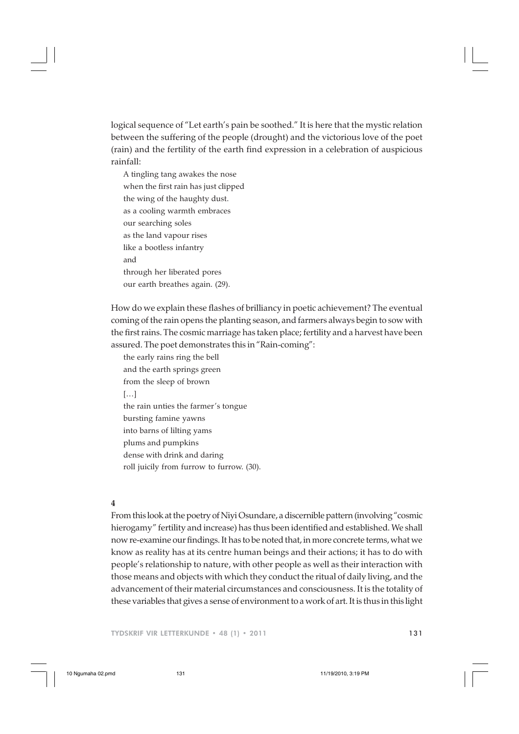logical sequence of "Let earth's pain be soothed." It is here that the mystic relation between the suffering of the people (drought) and the victorious love of the poet (rain) and the fertility of the earth find expression in a celebration of auspicious rainfall:

> A tingling tang awakes the nose  
> when the first rain has just clipped  
> the wing of the haughty dust.  
> as a cooling warmth embraces  
> our searching soles  
> as the land vapour rises  
> like a bootless infantry  
> and  
> through her liberated pores  
> our earth breathes again. (29).

How do we explain these flashes of brilliancy in poetic achievement? The eventual coming of the rain opens the planting season, and farmers always begin to sow with the first rains. The cosmic marriage has taken place; fertility and a harvest have been assured. The poet demonstrates this in "Rain-coming":

> the early rains ring the bell  
> and the earth springs green  
> from the sleep of brown  
> […]  
> the rain unties the farmer's tongue  
> bursting famine yawns  
> into barns of lilting yams  
> plums and pumpkins  
> dense with drink and daring  
> roll juicily from furrow to furrow. (30).

## 4

From this look at the poetry of Niyi Osundare, a discernible pattern (involving "cosmic hierogamy" fertility and increase) has thus been identified and established. We shall now re-examine our findings. It has to be noted that, in more concrete terms, what we know as reality has at its centre human beings and their actions; it has to do with people's relationship to nature, with other people as well as their interaction with those means and objects with which they conduct the ritual of daily living, and the advancement of their material circumstances and consciousness. It is the totality of these variables that gives a sense of environment to a work of art. It is thus in this light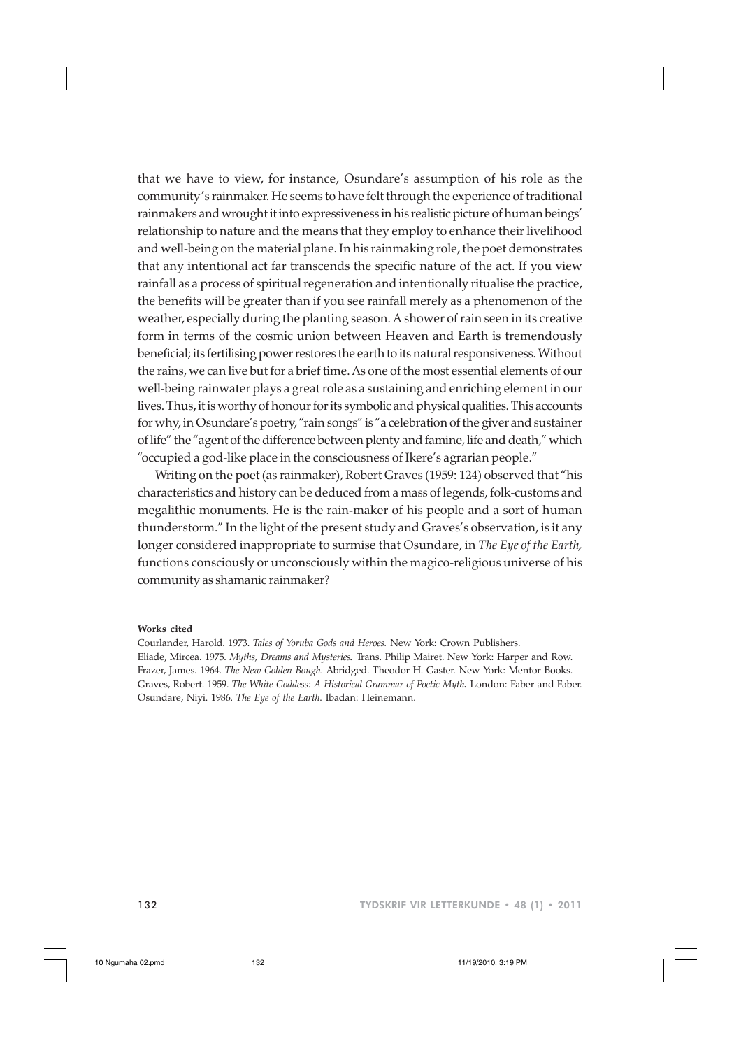that we have to view, for instance, Osundare's assumption of his role as the community's rainmaker. He seems to have felt through the experience of traditional rainmakers and wrought it into expressiveness in his realistic picture of human beings' relationship to nature and the means that they employ to enhance their livelihood and well-being on the material plane. In his rainmaking role, the poet demonstrates that any intentional act far transcends the specific nature of the act. If you view rainfall as a process of spiritual regeneration and intentionally ritualise the practice, the benefits will be greater than if you see rainfall merely as a phenomenon of the weather, especially during the planting season. A shower of rain seen in its creative form in terms of the cosmic union between Heaven and Earth is tremendously beneficial; its fertilising power restores the earth to its natural responsiveness. Without the rains, we can live but for a brief time. As one of the most essential elements of our well-being rainwater plays a great role as a sustaining and enriching element in our lives. Thus, it is worthy of honour for its symbolic and physical qualities. This accounts for why, in Osundare's poetry, "rain songs" is "a celebration of the giver and sustainer of life" the "agent of the difference between plenty and famine, life and death," which "occupied a god-like place in the consciousness of Ikere's agrarian people."

Writing on the poet (as rainmaker), Robert Graves (1959: 124) observed that "his characteristics and history can be deduced from a mass of legends, folk-customs and megalithic monuments. He is the rain-maker of his people and a sort of human thunderstorm." In the light of the present study and Graves's observation, is it any longer considered inappropriate to surmise that Osundare, in *The Eye of the Earth,* functions consciously or unconsciously within the magico-religious universe of his community as shamanic rainmaker?

**Works cited**

Courlander, Harold. 1973. *Tales of Yoruba Gods and Heroes.* New York: Crown Publishers.

Eliade, Mircea. 1975. *Myths, Dreams and Mysteries.* Trans. Philip Mairet. New York: Harper and Row.

Frazer, James. 1964. *The New Golden Bough.* Abridged. Theodor H. Gaster. New York: Mentor Books.

Graves, Robert. 1959. *The White Goddess: A Historical Grammar of Poetic Myth.* London: Faber and Faber.

Osundare, Niyi. 1986. *The Eye of the Earth.* Ibadan: Heinemann.